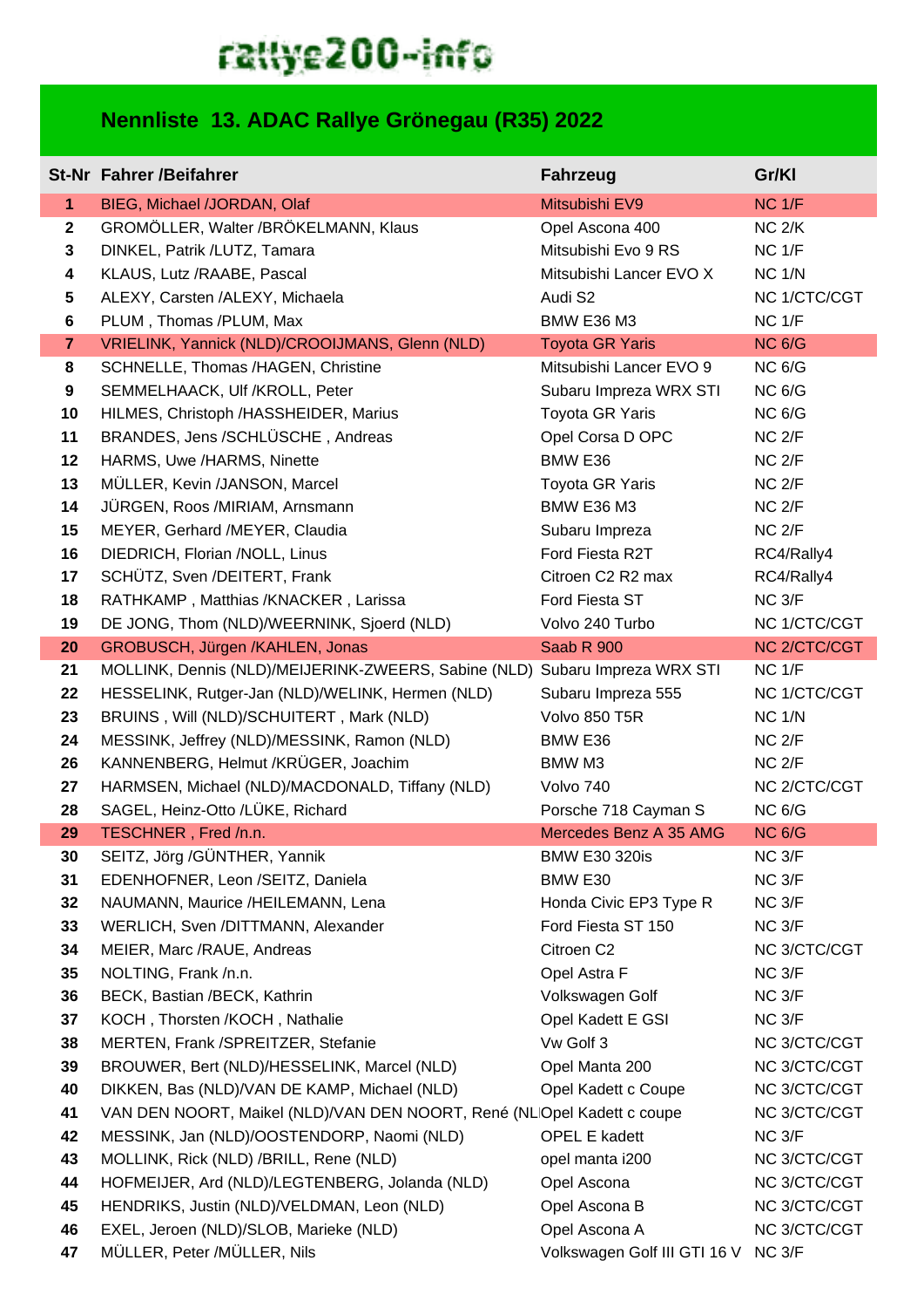rallye200-info

## Nennliste 13. ADAC Rallye Grönegau (R35) 2022

| St-Nr | Fahrer /Beifahrer | Fahrzeug | Gr/Kl |
|---|---|---|---|
| 1 | BIEG, Michael /JORDAN, Olaf | Mitsubishi EV9 | NC 1/F |
| 2 | GROMÖLLER, Walter /BRÖKELMANN, Klaus | Opel Ascona 400 | NC 2/K |
| 3 | DINKEL, Patrik /LUTZ, Tamara | Mitsubishi Evo 9 RS | NC 1/F |
| 4 | KLAUS, Lutz /RAABE, Pascal | Mitsubishi Lancer EVO X | NC 1/N |
| 5 | ALEXY, Carsten /ALEXY, Michaela | Audi S2 | NC 1/CTC/CGT |
| 6 | PLUM , Thomas /PLUM, Max | BMW E36 M3 | NC 1/F |
| 7 | VRIELINK, Yannick (NLD)/CROOIJMANS, Glenn (NLD) | Toyota GR Yaris | NC 6/G |
| 8 | SCHNELLE, Thomas /HAGEN, Christine | Mitsubishi Lancer EVO 9 | NC 6/G |
| 9 | SEMMELHAACK, Ulf /KROLL, Peter | Subaru Impreza WRX STI | NC 6/G |
| 10 | HILMES, Christoph /HASSHEIDER, Marius | Toyota GR Yaris | NC 6/G |
| 11 | BRANDES, Jens /SCHLÜSCHE , Andreas | Opel Corsa D OPC | NC 2/F |
| 12 | HARMS, Uwe /HARMS, Ninette | BMW E36 | NC 2/F |
| 13 | MÜLLER, Kevin /JANSON, Marcel | Toyota GR Yaris | NC 2/F |
| 14 | JÜRGEN, Roos /MIRIAM, Arnsmann | BMW E36 M3 | NC 2/F |
| 15 | MEYER, Gerhard /MEYER, Claudia | Subaru Impreza | NC 2/F |
| 16 | DIEDRICH, Florian /NOLL, Linus | Ford Fiesta R2T | RC4/Rally4 |
| 17 | SCHÜTZ, Sven /DEITERT, Frank | Citroen C2 R2 max | RC4/Rally4 |
| 18 | RATHKAMP , Matthias /KNACKER , Larissa | Ford Fiesta ST | NC 3/F |
| 19 | DE JONG, Thom (NLD)/WEERNINK, Sjoerd (NLD) | Volvo 240 Turbo | NC 1/CTC/CGT |
| 20 | GROBUSCH, Jürgen /KAHLEN, Jonas | Saab R 900 | NC 2/CTC/CGT |
| 21 | MOLLINK, Dennis (NLD)/MEIJERINK-ZWEERS, Sabine (NLD) | Subaru Impreza WRX STI | NC 1/F |
| 22 | HESSELINK, Rutger-Jan (NLD)/WELINK, Hermen (NLD) | Subaru Impreza 555 | NC 1/CTC/CGT |
| 23 | BRUINS , Will (NLD)/SCHUITERT , Mark (NLD) | Volvo 850 T5R | NC 1/N |
| 24 | MESSINK, Jeffrey (NLD)/MESSINK, Ramon (NLD) | BMW E36 | NC 2/F |
| 26 | KANNENBERG, Helmut /KRÜGER, Joachim | BMW M3 | NC 2/F |
| 27 | HARMSEN, Michael (NLD)/MACDONALD, Tiffany (NLD) | Volvo 740 | NC 2/CTC/CGT |
| 28 | SAGEL, Heinz-Otto /LÜKE, Richard | Porsche 718 Cayman S | NC 6/G |
| 29 | TESCHNER , Fred /n.n. | Mercedes Benz A 35 AMG | NC 6/G |
| 30 | SEITZ, Jörg /GÜNTHER, Yannik | BMW E30 320is | NC 3/F |
| 31 | EDENHOFNER, Leon /SEITZ, Daniela | BMW E30 | NC 3/F |
| 32 | NAUMANN, Maurice /HEILEMANN, Lena | Honda Civic EP3 Type R | NC 3/F |
| 33 | WERLICH, Sven /DITTMANN, Alexander | Ford Fiesta ST 150 | NC 3/F |
| 34 | MEIER, Marc /RAUE, Andreas | Citroen C2 | NC 3/CTC/CGT |
| 35 | NOLTING, Frank /n.n. | Opel Astra F | NC 3/F |
| 36 | BECK, Bastian /BECK, Kathrin | Volkswagen Golf | NC 3/F |
| 37 | KOCH , Thorsten /KOCH , Nathalie | Opel Kadett E GSI | NC 3/F |
| 38 | MERTEN, Frank /SPREITZER, Stefanie | Vw Golf 3 | NC 3/CTC/CGT |
| 39 | BROUWER, Bert (NLD)/HESSELINK, Marcel (NLD) | Opel Manta 200 | NC 3/CTC/CGT |
| 40 | DIKKEN, Bas (NLD)/VAN DE KAMP, Michael (NLD) | Opel Kadett c Coupe | NC 3/CTC/CGT |
| 41 | VAN DEN NOORT, Maikel (NLD)/VAN DEN NOORT, René (NL | Opel Kadett c coupe | NC 3/CTC/CGT |
| 42 | MESSINK, Jan (NLD)/OOSTENDORP, Naomi (NLD) | OPEL E kadett | NC 3/F |
| 43 | MOLLINK, Rick (NLD) /BRILL, Rene (NLD) | opel manta i200 | NC 3/CTC/CGT |
| 44 | HOFMEIJER, Ard (NLD)/LEGTENBERG, Jolanda (NLD) | Opel Ascona | NC 3/CTC/CGT |
| 45 | HENDRIKS, Justin (NLD)/VELDMAN, Leon (NLD) | Opel Ascona B | NC 3/CTC/CGT |
| 46 | EXEL, Jeroen (NLD)/SLOB, Marieke (NLD) | Opel Ascona A | NC 3/CTC/CGT |
| 47 | MÜLLER, Peter /MÜLLER, Nils | Volkswagen Golf III GTI 16 V | NC 3/F |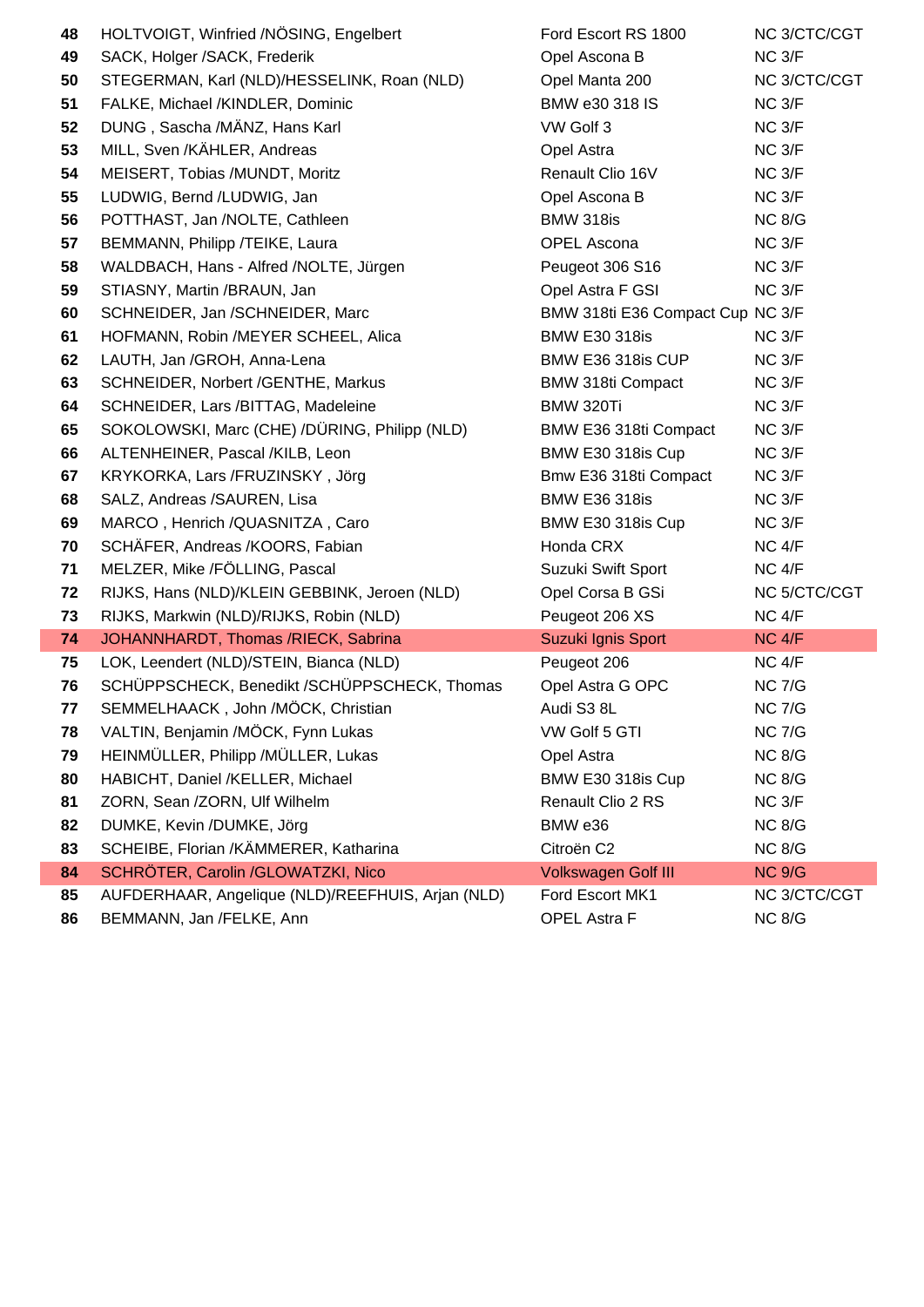| | | | |
|---|---|---|---|
| 48 | HOLTVOIGT, Winfried /NÖSING, Engelbert | Ford Escort RS 1800 | NC 3/CTC/CGT |
| 49 | SACK, Holger /SACK, Frederik | Opel Ascona B | NC 3/F |
| 50 | STEGERMAN, Karl (NLD)/HESSELINK, Roan (NLD) | Opel Manta 200 | NC 3/CTC/CGT |
| 51 | FALKE, Michael /KINDLER, Dominic | BMW e30 318 IS | NC 3/F |
| 52 | DUNG , Sascha /MÄNZ, Hans Karl | VW Golf 3 | NC 3/F |
| 53 | MILL, Sven /KÄHLER, Andreas | Opel Astra | NC 3/F |
| 54 | MEISERT, Tobias /MUNDT, Moritz | Renault Clio 16V | NC 3/F |
| 55 | LUDWIG, Bernd /LUDWIG, Jan | Opel Ascona B | NC 3/F |
| 56 | POTTHAST, Jan /NOLTE, Cathleen | BMW 318is | NC 8/G |
| 57 | BEMMANN, Philipp /TEIKE, Laura | OPEL Ascona | NC 3/F |
| 58 | WALDBACH, Hans - Alfred /NOLTE, Jürgen | Peugeot 306 S16 | NC 3/F |
| 59 | STIASNY, Martin /BRAUN, Jan | Opel Astra F GSI | NC 3/F |
| 60 | SCHNEIDER, Jan /SCHNEIDER, Marc | BMW 318ti E36 Compact Cup | NC 3/F |
| 61 | HOFMANN, Robin /MEYER SCHEEL, Alica | BMW E30 318is | NC 3/F |
| 62 | LAUTH, Jan /GROH, Anna-Lena | BMW E36 318is CUP | NC 3/F |
| 63 | SCHNEIDER, Norbert /GENTHE, Markus | BMW 318ti Compact | NC 3/F |
| 64 | SCHNEIDER, Lars /BITTAG, Madeleine | BMW 320Ti | NC 3/F |
| 65 | SOKOLOWSKI, Marc (CHE) /DÜRING, Philipp (NLD) | BMW E36 318ti Compact | NC 3/F |
| 66 | ALTENHEINER, Pascal /KILB, Leon | BMW E30 318is Cup | NC 3/F |
| 67 | KRYKORKA, Lars /FRUZINSKY , Jörg | Bmw E36 318ti Compact | NC 3/F |
| 68 | SALZ, Andreas /SAUREN, Lisa | BMW E36 318is | NC 3/F |
| 69 | MARCO , Henrich /QUASNITZA , Caro | BMW E30 318is Cup | NC 3/F |
| 70 | SCHÄFER, Andreas /KOORS, Fabian | Honda CRX | NC 4/F |
| 71 | MELZER, Mike /FÖLLING, Pascal | Suzuki Swift Sport | NC 4/F |
| 72 | RIJKS, Hans (NLD)/KLEIN GEBBINK, Jeroen (NLD) | Opel Corsa B GSi | NC 5/CTC/CGT |
| 73 | RIJKS, Markwin (NLD)/RIJKS, Robin (NLD) | Peugeot 206 XS | NC 4/F |
| 74 | JOHANNHARDT, Thomas /RIECK, Sabrina | Suzuki Ignis Sport | NC 4/F |
| 75 | LOK, Leendert (NLD)/STEIN, Bianca (NLD) | Peugeot 206 | NC 4/F |
| 76 | SCHÜPPSCHECK, Benedikt /SCHÜPPSCHECK, Thomas | Opel Astra G OPC | NC 7/G |
| 77 | SEMMELHAACK , John /MÖCK, Christian | Audi S3 8L | NC 7/G |
| 78 | VALTIN, Benjamin /MÖCK, Fynn Lukas | VW Golf 5 GTI | NC 7/G |
| 79 | HEINMÜLLER, Philipp /MÜLLER, Lukas | Opel Astra | NC 8/G |
| 80 | HABICHT, Daniel /KELLER, Michael | BMW E30 318is Cup | NC 8/G |
| 81 | ZORN, Sean /ZORN, Ulf Wilhelm | Renault Clio 2 RS | NC 3/F |
| 82 | DUMKE, Kevin /DUMKE, Jörg | BMW e36 | NC 8/G |
| 83 | SCHEIBE, Florian /KÄMMERER, Katharina | Citroën C2 | NC 8/G |
| 84 | SCHRÖTER, Carolin /GLOWATZKI, Nico | Volkswagen Golf III | NC 9/G |
| 85 | AUFDERHAAR, Angelique (NLD)/REEFHUIS, Arjan (NLD) | Ford Escort MK1 | NC 3/CTC/CGT |
| 86 | BEMMANN, Jan /FELKE, Ann | OPEL Astra F | NC 8/G |